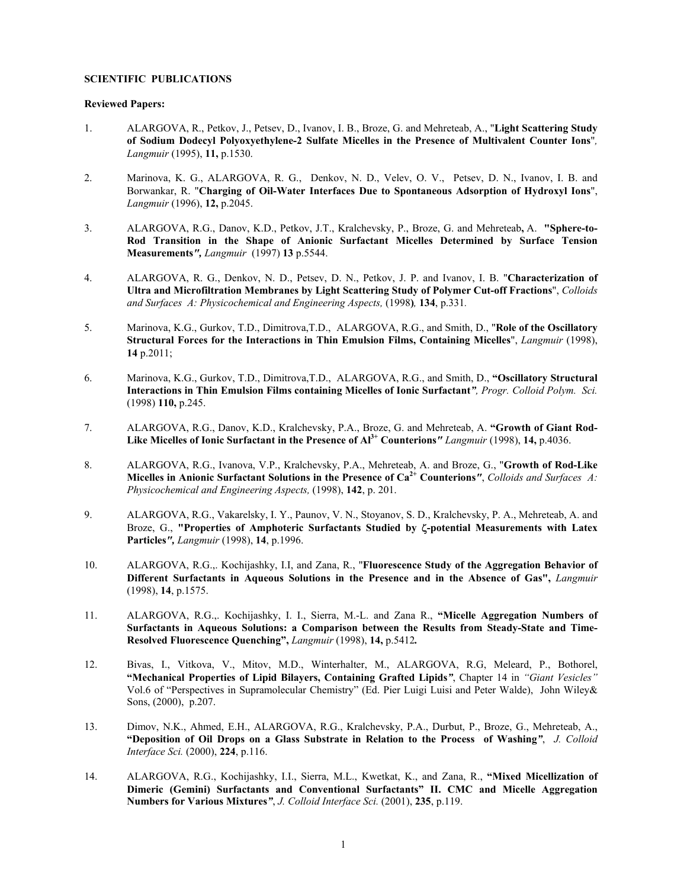**SCIENTIFIC PUBLICATIONS**

**Reviewed Papers:**

1. ALARGOVA, R., Petkov, J., Petsev, D., Ivanov, I. B., Broze, G. and Mehreteab, A., "**Light Scattering Study of Sodium Dodecyl Polyoxyethylene-2 Sulfate Micelles in the Presence of Multivalent Counter Ions**", *Langmuir* (1995), **11,** p.1530.

2. Marinova, K. G., ALARGOVA, R. G., Denkov, N. D., Velev, O. V., Petsev, D. N., Ivanov, I. B. and Borwankar, R. "**Charging of Oil-Water Interfaces Due to Spontaneous Adsorption of Hydroxyl Ions**", *Langmuir* (1996), **12,** p.2045.

3. ALARGOVA, R.G., Danov, K.D., Petkov, J.T., Kralchevsky, P., Broze, G. and Mehreteab**,** A. **"Sphere-to-Rod Transition in the Shape of Anionic Surfactant Micelles Determined by Surface Tension Measurements",** *Langmuir* (1997) **13** p.5544.

4. ALARGOVA, R. G., Denkov, N. D., Petsev, D. N., Petkov, J. P. and Ivanov, I. B. "**Characterization of Ultra and Microfiltration Membranes by Light Scattering Study of Polymer Cut-off Fractions**", *Colloids and Surfaces A: Physicochemical and Engineering Aspects,* (1998**)***,* **134**, p.331*.*

5. Marinova, K.G., Gurkov, T.D., Dimitrova,T.D., ALARGOVA, R.G., and Smith, D., "**Role of the Oscillatory Structural Forces for the Interactions in Thin Emulsion Films, Containing Micelles**", *Langmuir* (1998), **14** p.2011;

6. Marinova, K.G., Gurkov, T.D., Dimitrova,T.D., ALARGOVA, R.G., and Smith, D., **"Oscillatory Structural Interactions in Thin Emulsion Films containing Micelles of Ionic Surfactant"***, Progr. Colloid Polym. Sci.* (1998) **110,** p.245.

7. ALARGOVA, R.G., Danov, K.D., Kralchevsky, P.A., Broze, G. and Mehreteab, A. **"Growth of Giant Rod-Like Micelles of Ionic Surfactant in the Presence of $Al^{3+}$ Counterions"** *Langmuir* (1998), **14,** p.4036.

8. ALARGOVA, R.G., Ivanova, V.P., Kralchevsky, P.A., Mehreteab, A. and Broze, G., "**Growth of Rod-Like Micelles in Anionic Surfactant Solutions in the Presence of $Ca^{2+}$ Counterions"**, *Colloids and Surfaces A: Physicochemical and Engineering Aspects,* (1998), **142**, p. 201.

9. ALARGOVA, R.G., Vakarelsky, I. Y., Paunov, V. N., Stoyanov, S. D., Kralchevsky, P. A., Mehreteab, A. and Broze, G., **"Properties of Amphoteric Surfactants Studied by ζ-potential Measurements with Latex Particles",** *Langmuir* (1998), **14**, p.1996.

10. ALARGOVA, R.G.,. Kochijashky, I.I, and Zana, R., "**Fluorescence Study of the Aggregation Behavior of Different Surfactants in Aqueous Solutions in the Presence and in the Absence of Gas",** *Langmuir* (1998), **14**, p.1575.

11. ALARGOVA, R.G.,. Kochijashky, I. I., Sierra, M.-L. and Zana R., **"Micelle Aggregation Numbers of Surfactants in Aqueous Solutions: a Comparison between the Results from Steady-State and Time-Resolved Fluorescence Quenching",** *Langmuir* (1998), **14,** p.5412**.**

12. Bivas, I., Vitkova, V., Mitov, M.D., Winterhalter, M., ALARGOVA, R.G, Meleard, P., Bothorel, **"Mechanical Properties of Lipid Bilayers, Containing Grafted Lipids"**, Chapter 14 in *"Giant Vesicles"* Vol.6 of "Perspectives in Supramolecular Chemistry" (Ed. Pier Luigi Luisi and Peter Walde), John Wiley& Sons, (2000), p.207.

13. Dimov, N.K., Ahmed, E.H., ALARGOVA, R.G., Kralchevsky, P.A., Durbut, P., Broze, G., Mehreteab, A., **"Deposition of Oil Drops on a Glass Substrate in Relation to the Process of Washing"**, *J. Colloid Interface Sci.* (2000), **224**, p.116.

14. ALARGOVA, R.G., Kochijashky, I.I., Sierra, M.L., Kwetkat, K., and Zana, R., **"Mixed Micellization of Dimeric (Gemini) Surfactants and Conventional Surfactants" II. CMC and Micelle Aggregation Numbers for Various Mixtures"**, *J. Colloid Interface Sci.* (2001), **235**, p.119.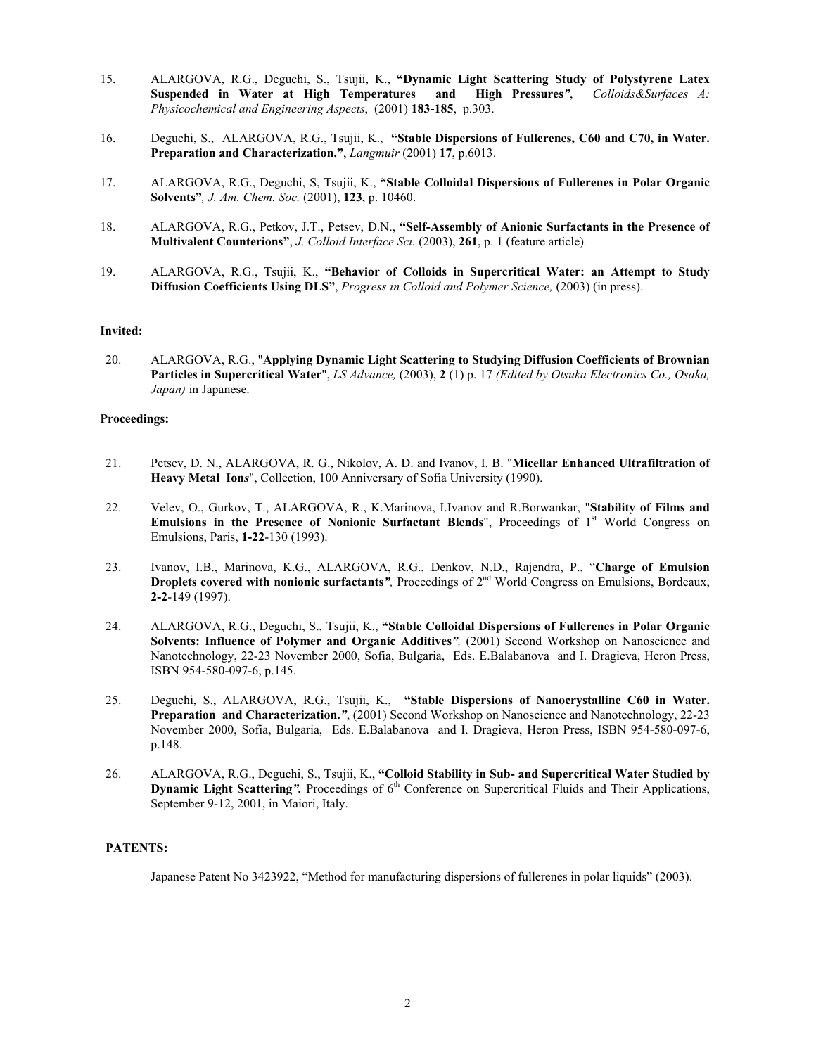15. ALARGOVA, R.G., Deguchi, S., Tsujii, K., **"Dynamic Light Scattering Study of Polystyrene Latex Suspended in Water at High Temperatures and High Pressures"**, *Colloids&Surfaces A: Physicochemical and Engineering Aspects*, (2001) **183-185**, p.303.

16. Deguchi, S., ALARGOVA, R.G., Tsujii, K., **"Stable Dispersions of Fullerenes, C60 and C70, in Water. Preparation and Characterization."**, *Langmuir* (2001) **17**, p.6013.

17. ALARGOVA, R.G., Deguchi, S, Tsujii, K., **"Stable Colloidal Dispersions of Fullerenes in Polar Organic Solvents"**, *J. Am. Chem. Soc.* (2001), **123**, p. 10460.

18. ALARGOVA, R.G., Petkov, J.T., Petsev, D.N., **"Self-Assembly of Anionic Surfactants in the Presence of Multivalent Counterions"**, *J. Colloid Interface Sci.* (2003), **261**, p. 1 (feature article).

19. ALARGOVA, R.G., Tsujii, K., **"Behavior of Colloids in Supercritical Water: an Attempt to Study Diffusion Coefficients Using DLS"**, *Progress in Colloid and Polymer Science,* (2003) (in press).

**Invited:**

20. ALARGOVA, R.G., "**Applying Dynamic Light Scattering to Studying Diffusion Coefficients of Brownian Particles in Supercritical Water**", *LS Advance,* (2003), **2** (1) p. 17 *(Edited by Otsuka Electronics Co., Osaka, Japan)* in Japanese.

**Proceedings:**

21. Petsev, D. N., ALARGOVA, R. G., Nikolov, A. D. and Ivanov, I. B. "**Micellar Enhanced Ultrafiltration of Heavy Metal Ions**", Collection, 100 Anniversary of Sofia University (1990).

22. Velev, O., Gurkov, T., ALARGOVA, R., K.Marinova, I.Ivanov and R.Borwankar, "**Stability of Films and Emulsions in the Presence of Nonionic Surfactant Blends**", Proceedings of 1st World Congress on Emulsions, Paris, **1-22**-130 (1993).

23. Ivanov, I.B., Marinova, K.G., ALARGOVA, R.G., Denkov, N.D., Rajendra, P., "**Charge of Emulsion Droplets covered with nonionic surfactants**", Proceedings of 2nd World Congress on Emulsions, Bordeaux, **2-2**-149 (1997).

24. ALARGOVA, R.G., Deguchi, S., Tsujii, K., **"Stable Colloidal Dispersions of Fullerenes in Polar Organic Solvents: Influence of Polymer and Organic Additives"**, (2001) Second Workshop on Nanoscience and Nanotechnology, 22-23 November 2000, Sofia, Bulgaria, Eds. E.Balabanova and I. Dragieva, Heron Press, ISBN 954-580-097-6, p.145.

25. Deguchi, S., ALARGOVA, R.G., Tsujii, K., **"Stable Dispersions of Nanocrystalline C60 in Water. Preparation and Characterization."**, (2001) Second Workshop on Nanoscience and Nanotechnology, 22-23 November 2000, Sofia, Bulgaria, Eds. E.Balabanova and I. Dragieva, Heron Press, ISBN 954-580-097-6, p.148.

26. ALARGOVA, R.G., Deguchi, S., Tsujii, K., **"Colloid Stability in Sub- and Supercritical Water Studied by Dynamic Light Scattering".** Proceedings of 6th Conference on Supercritical Fluids and Their Applications, September 9-12, 2001, in Maiori, Italy.

**PATENTS:**

Japanese Patent No 3423922, "Method for manufacturing dispersions of fullerenes in polar liquids" (2003).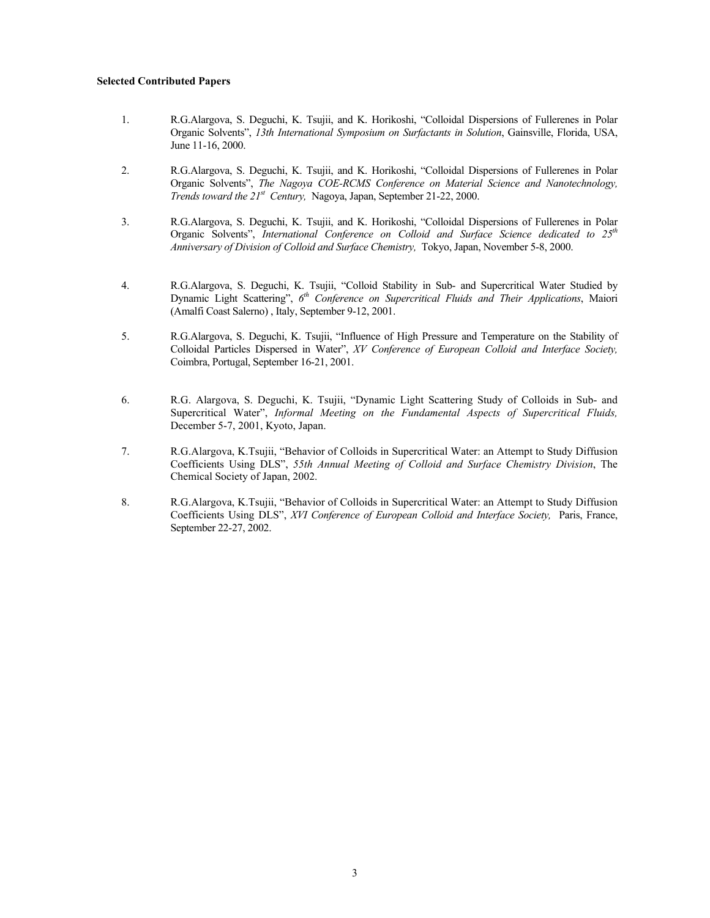**Selected Contributed Papers**

1. R.G.Alargova, S. Deguchi, K. Tsujii, and K. Horikoshi, "Colloidal Dispersions of Fullerenes in Polar Organic Solvents", *13th International Symposium on Surfactants in Solution*, Gainsville, Florida, USA, June 11-16, 2000.

2. R.G.Alargova, S. Deguchi, K. Tsujii, and K. Horikoshi, "Colloidal Dispersions of Fullerenes in Polar Organic Solvents", *The Nagoya COE-RCMS Conference on Material Science and Nanotechnology, Trends toward the 21st Century,* Nagoya, Japan, September 21-22, 2000.

3. R.G.Alargova, S. Deguchi, K. Tsujii, and K. Horikoshi, "Colloidal Dispersions of Fullerenes in Polar Organic Solvents", *International Conference on Colloid and Surface Science dedicated to 25th Anniversary of Division of Colloid and Surface Chemistry,* Tokyo, Japan, November 5-8, 2000.

4. R.G.Alargova, S. Deguchi, K. Tsujii, "Colloid Stability in Sub- and Supercritical Water Studied by Dynamic Light Scattering", *6th Conference on Supercritical Fluids and Their Applications*, Maiori (Amalfi Coast Salerno) , Italy, September 9-12, 2001.

5. R.G.Alargova, S. Deguchi, K. Tsujii, "Influence of High Pressure and Temperature on the Stability of Colloidal Particles Dispersed in Water", *XV Conference of European Colloid and Interface Society,* Coimbra, Portugal, September 16-21, 2001.

6. R.G. Alargova, S. Deguchi, K. Tsujii, "Dynamic Light Scattering Study of Colloids in Sub- and Supercritical Water", *Informal Meeting on the Fundamental Aspects of Supercritical Fluids,* December 5-7, 2001, Kyoto, Japan.

7. R.G.Alargova, K.Tsujii, "Behavior of Colloids in Supercritical Water: an Attempt to Study Diffusion Coefficients Using DLS", *55th Annual Meeting of Colloid and Surface Chemistry Division*, The Chemical Society of Japan, 2002.

8. R.G.Alargova, K.Tsujii, "Behavior of Colloids in Supercritical Water: an Attempt to Study Diffusion Coefficients Using DLS", *XVI Conference of European Colloid and Interface Society,* Paris, France, September 22-27, 2002.